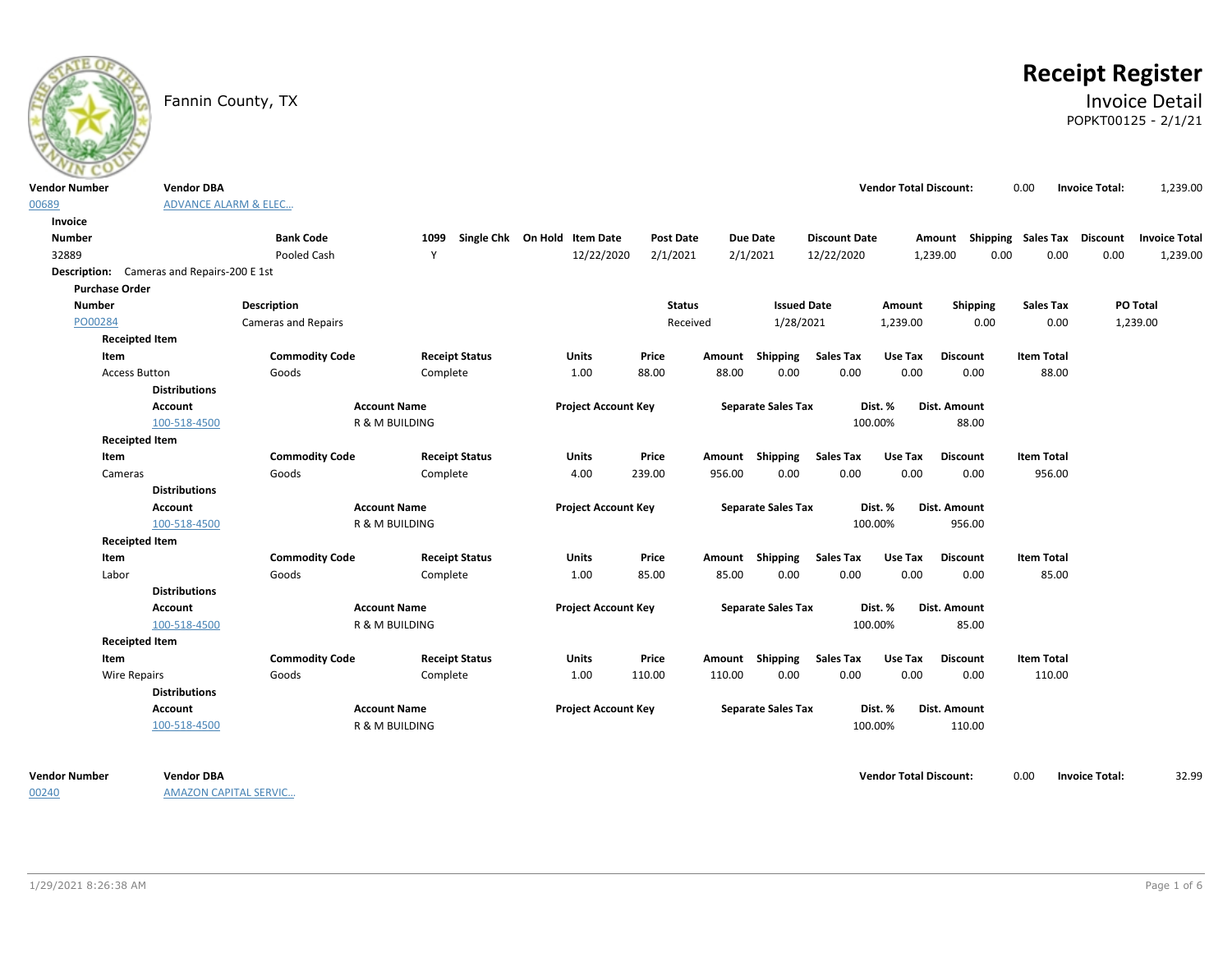# Receipt Register

Fannin County, TX

## Invoice Detail

POPKT00125 - 2/1/21

| Vendor Number | Vendor DBA | Vendor Total Discount: | 0.00 | Invoice Total: | 1,239.00 |
|---|---|---|---|---|---|
| 00689 | ADVANCE ALARM & ELEC... | | | | |

**Invoice**

| Number | Bank Code | 1099 | Single Chk | On Hold | Item Date | Post Date | Due Date | Discount Date | Amount | Shipping | Sales Tax | Discount | Invoice Total |
|---|---|---|---|---|---|---|---|---|---|---|---|---|---|
| 32889 | Pooled Cash | Y | | | 12/22/2020 | 2/1/2021 | 2/1/2021 | 12/22/2020 | 1,239.00 | 0.00 | 0.00 | 0.00 | 1,239.00 |

**Description:** Cameras and Repairs-200 E 1st

**Purchase Order**

| Number | Description | Status | Issued Date | Amount | Shipping | Sales Tax | PO Total |
|---|---|---|---|---|---|---|---|
| PO00284 | Cameras and Repairs | Received | 1/28/2021 | 1,239.00 | 0.00 | 0.00 | 1,239.00 |

**Receipted Item**

| Item | Commodity Code | Receipt Status | Units | Price | Amount | Shipping | Sales Tax | Use Tax | Discount | Item Total |
|---|---|---|---|---|---|---|---|---|---|---|
| Access Button | Goods | Complete | 1.00 | 88.00 | 88.00 | 0.00 | 0.00 | 0.00 | 0.00 | 88.00 |

**Distributions**

| Account | Account Name | Project Account Key | Separate Sales Tax | Dist. % | Dist. Amount |
|---|---|---|---|---|---|
| 100-518-4500 | R & M BUILDING | | | 100.00% | 88.00 |

**Receipted Item**

| Item | Commodity Code | Receipt Status | Units | Price | Amount | Shipping | Sales Tax | Use Tax | Discount | Item Total |
|---|---|---|---|---|---|---|---|---|---|---|
| Cameras | Goods | Complete | 4.00 | 239.00 | 956.00 | 0.00 | 0.00 | 0.00 | 0.00 | 956.00 |

**Distributions**

| Account | Account Name | Project Account Key | Separate Sales Tax | Dist. % | Dist. Amount |
|---|---|---|---|---|---|
| 100-518-4500 | R & M BUILDING | | | 100.00% | 956.00 |

**Receipted Item**

| Item | Commodity Code | Receipt Status | Units | Price | Amount | Shipping | Sales Tax | Use Tax | Discount | Item Total |
|---|---|---|---|---|---|---|---|---|---|---|
| Labor | Goods | Complete | 1.00 | 85.00 | 85.00 | 0.00 | 0.00 | 0.00 | 0.00 | 85.00 |

**Distributions**

| Account | Account Name | Project Account Key | Separate Sales Tax | Dist. % | Dist. Amount |
|---|---|---|---|---|---|
| 100-518-4500 | R & M BUILDING | | | 100.00% | 85.00 |

**Receipted Item**

| Item | Commodity Code | Receipt Status | Units | Price | Amount | Shipping | Sales Tax | Use Tax | Discount | Item Total |
|---|---|---|---|---|---|---|---|---|---|---|
| Wire Repairs | Goods | Complete | 1.00 | 110.00 | 110.00 | 0.00 | 0.00 | 0.00 | 0.00 | 110.00 |

**Distributions**

| Account | Account Name | Project Account Key | Separate Sales Tax | Dist. % | Dist. Amount |
|---|---|---|---|---|---|
| 100-518-4500 | R & M BUILDING | | | 100.00% | 110.00 |

| Vendor Number | Vendor DBA | Vendor Total Discount: | 0.00 | Invoice Total: | 32.99 |
|---|---|---|---|---|---|
| 00240 | AMAZON CAPITAL SERVIC... | | | | |

1/29/2021 8:26:38 AM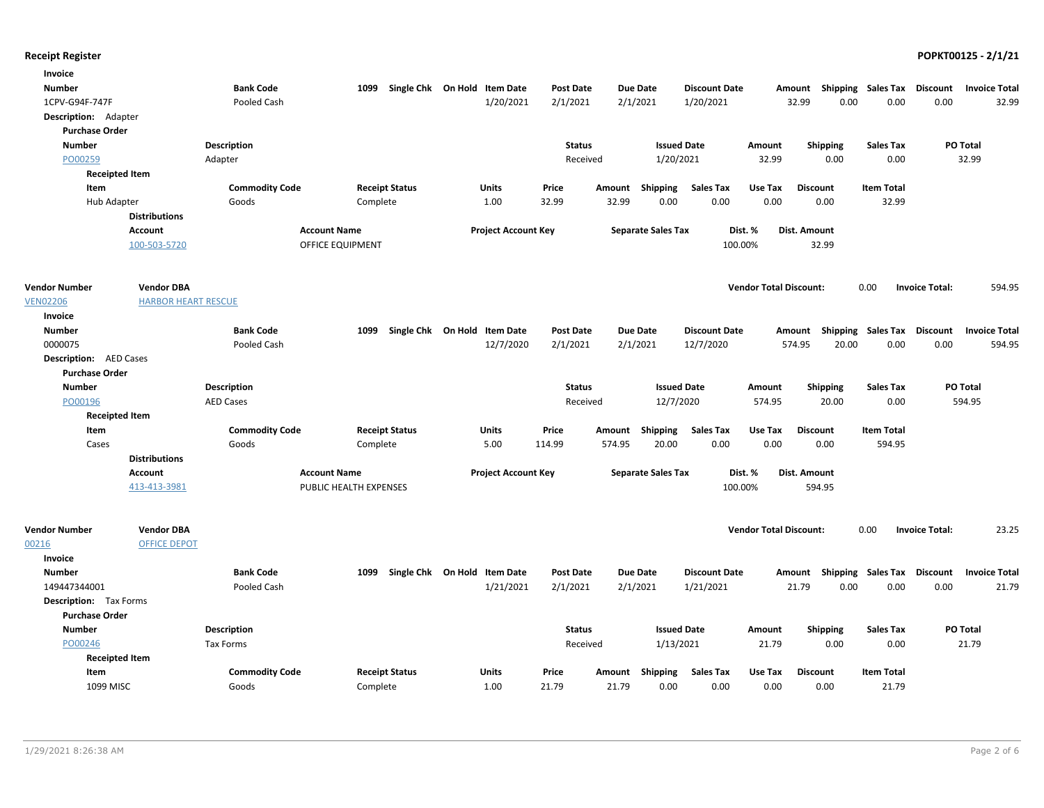**Receipt Register** **POPKT00125 - 2/1/21**

**Invoice**

| Number | Bank Code | 1099 | Single Chk | On Hold | Item Date | Post Date | Due Date | Discount Date | Amount | Shipping | Sales Tax | Discount | Invoice Total |
|---|---|---|---|---|---|---|---|---|---|---|---|---|---|
| 1CPV-G94F-747F | Pooled Cash | | | | 1/20/2021 | 2/1/2021 | 2/1/2021 | 1/20/2021 | 32.99 | 0.00 | 0.00 | 0.00 | 32.99 |

**Description:** Adapter

**Purchase Order**

| Number | Description | Status | Issued Date | Amount | Shipping | Sales Tax | PO Total |
|---|---|---|---|---|---|---|---|
| PO00259 | Adapter | Received | 1/20/2021 | 32.99 | 0.00 | 0.00 | 32.99 |

**Receipted Item**

| Item | Commodity Code | Receipt Status | Units | Price | Amount | Shipping | Sales Tax | Use Tax | Discount | Item Total |
|---|---|---|---|---|---|---|---|---|---|---|
| Hub Adapter | Goods | Complete | 1.00 | 32.99 | 32.99 | 0.00 | 0.00 | 0.00 | 0.00 | 32.99 |

**Distributions**

| Account | Account Name | Project Account Key | Separate Sales Tax | Dist. % | Dist. Amount |
|---|---|---|---|---|---|
| 100-503-5720 | OFFICE EQUIPMENT | | | 100.00% | 32.99 |

| Vendor Number | Vendor DBA | Vendor Total Discount: | 0.00 | Invoice Total: | 594.95 |
|---|---|---|---|---|---|
| VEN02206 | HARBOR HEART RESCUE | | | | |

**Invoice**

| Number | Bank Code | 1099 | Single Chk | On Hold | Item Date | Post Date | Due Date | Discount Date | Amount | Shipping | Sales Tax | Discount | Invoice Total |
|---|---|---|---|---|---|---|---|---|---|---|---|---|---|
| 0000075 | Pooled Cash | | | | 12/7/2020 | 2/1/2021 | 2/1/2021 | 12/7/2020 | 574.95 | 20.00 | 0.00 | 0.00 | 594.95 |

**Description:** AED Cases

**Purchase Order**

| Number | Description | Status | Issued Date | Amount | Shipping | Sales Tax | PO Total |
|---|---|---|---|---|---|---|---|
| PO00196 | AED Cases | Received | 12/7/2020 | 574.95 | 20.00 | 0.00 | 594.95 |

**Receipted Item**

| Item | Commodity Code | Receipt Status | Units | Price | Amount | Shipping | Sales Tax | Use Tax | Discount | Item Total |
|---|---|---|---|---|---|---|---|---|---|---|
| Cases | Goods | Complete | 5.00 | 114.99 | 574.95 | 20.00 | 0.00 | 0.00 | 0.00 | 594.95 |

**Distributions**

| Account | Account Name | Project Account Key | Separate Sales Tax | Dist. % | Dist. Amount |
|---|---|---|---|---|---|
| 413-413-3981 | PUBLIC HEALTH EXPENSES | | | 100.00% | 594.95 |

| Vendor Number | Vendor DBA | Vendor Total Discount: | 0.00 | Invoice Total: | 23.25 |
|---|---|---|---|---|---|
| 00216 | OFFICE DEPOT | | | | |

**Invoice**

| Number | Bank Code | 1099 | Single Chk | On Hold | Item Date | Post Date | Due Date | Discount Date | Amount | Shipping | Sales Tax | Discount | Invoice Total |
|---|---|---|---|---|---|---|---|---|---|---|---|---|---|
| 149447344001 | Pooled Cash | | | | 1/21/2021 | 2/1/2021 | 2/1/2021 | 1/21/2021 | 21.79 | 0.00 | 0.00 | 0.00 | 21.79 |

**Description:** Tax Forms

**Purchase Order**

| Number | Description | Status | Issued Date | Amount | Shipping | Sales Tax | PO Total |
|---|---|---|---|---|---|---|---|
| PO00246 | Tax Forms | Received | 1/13/2021 | 21.79 | 0.00 | 0.00 | 21.79 |

**Receipted Item**

| Item | Commodity Code | Receipt Status | Units | Price | Amount | Shipping | Sales Tax | Use Tax | Discount | Item Total |
|---|---|---|---|---|---|---|---|---|---|---|
| 1099 MISC | Goods | Complete | 1.00 | 21.79 | 21.79 | 0.00 | 0.00 | 0.00 | 0.00 | 21.79 |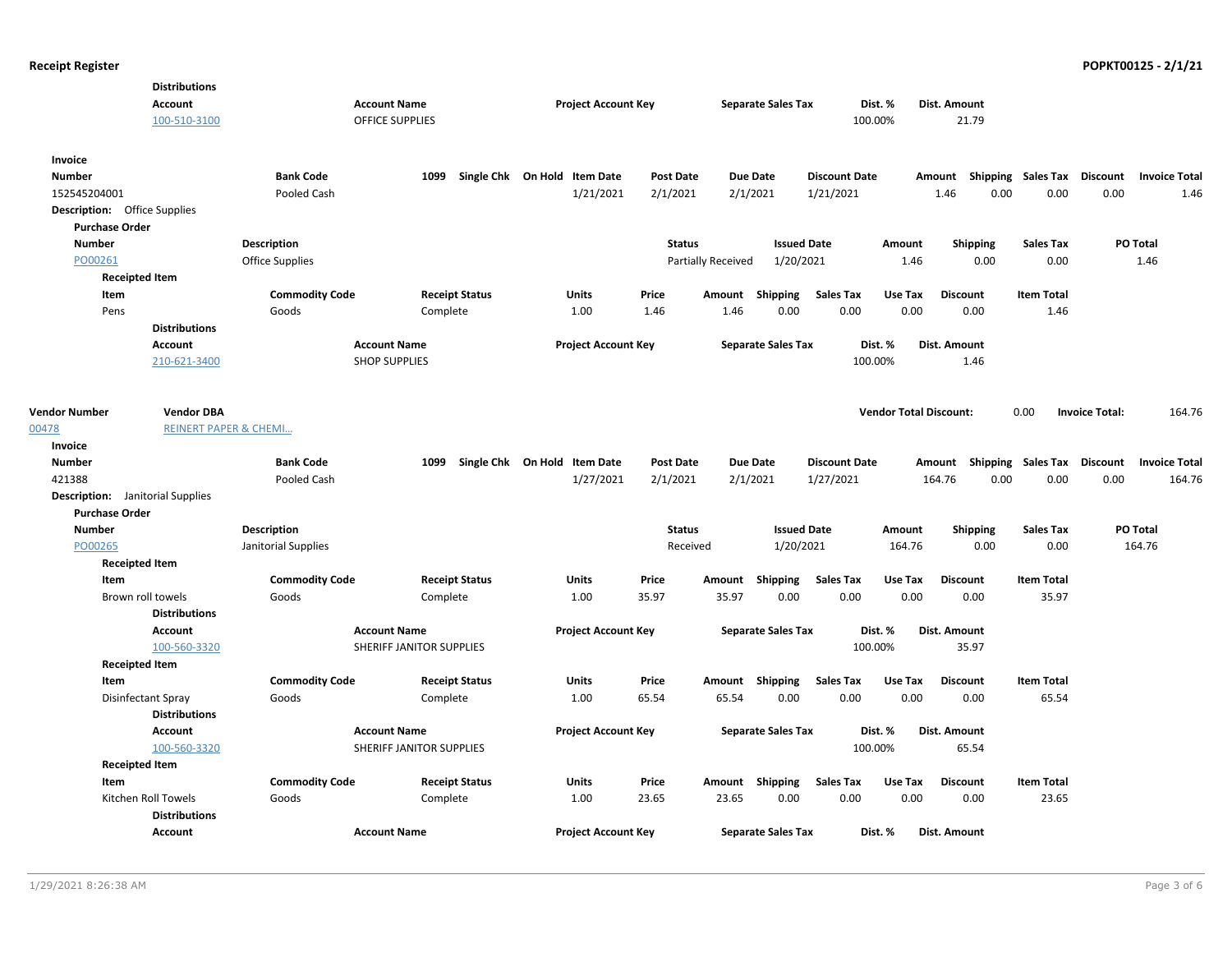**Distributions**

| Account | Account Name | Project Account Key | Separate Sales Tax | Dist. % | Dist. Amount |
|---|---|---|---|---|---|
| 100-510-3100 | OFFICE SUPPLIES | | | 100.00% | 21.79 |

**Invoice**

| Number | Bank Code | 1099 | Single Chk | On Hold | Item Date | Post Date | Due Date | Discount Date | Amount | Shipping | Sales Tax | Discount | Invoice Total |
|---|---|---|---|---|---|---|---|---|---|---|---|---|---|
| 152545204001 | Pooled Cash | | | | 1/21/2021 | 2/1/2021 | 2/1/2021 | 1/21/2021 | 1.46 | 0.00 | 0.00 | 0.00 | 1.46 |

**Description:** Office Supplies

**Purchase Order**

| Number | Description | Status | Issued Date | Amount | Shipping | Sales Tax | PO Total |
|---|---|---|---|---|---|---|---|
| PO00261 | Office Supplies | Partially Received | 1/20/2021 | 1.46 | 0.00 | 0.00 | 1.46 |

**Receipted Item**

| Item | Commodity Code | Receipt Status | Units | Price | Amount | Shipping | Sales Tax | Use Tax | Discount | Item Total |
|---|---|---|---|---|---|---|---|---|---|---|
| Pens | Goods | Complete | 1.00 | 1.46 | 1.46 | 0.00 | 0.00 | 0.00 | 0.00 | 1.46 |

**Distributions**

| Account | Account Name | Project Account Key | Separate Sales Tax | Dist. % | Dist. Amount |
|---|---|---|---|---|---|
| 210-621-3400 | SHOP SUPPLIES | | | 100.00% | 1.46 |

| Vendor Number | Vendor DBA | Vendor Total Discount: | Invoice Total: |
|---|---|---|---|
| 00478 | REINERT PAPER & CHEMI... | 0.00 | 164.76 |

**Invoice**

| Number | Bank Code | 1099 | Single Chk | On Hold | Item Date | Post Date | Due Date | Discount Date | Amount | Shipping | Sales Tax | Discount | Invoice Total |
|---|---|---|---|---|---|---|---|---|---|---|---|---|---|
| 421388 | Pooled Cash | | | | 1/27/2021 | 2/1/2021 | 2/1/2021 | 1/27/2021 | 164.76 | 0.00 | 0.00 | 0.00 | 164.76 |

**Description:** Janitorial Supplies

**Purchase Order**

| Number | Description | Status | Issued Date | Amount | Shipping | Sales Tax | PO Total |
|---|---|---|---|---|---|---|---|
| PO00265 | Janitorial Supplies | Received | 1/20/2021 | 164.76 | 0.00 | 0.00 | 164.76 |

**Receipted Item**

| Item | Commodity Code | Receipt Status | Units | Price | Amount | Shipping | Sales Tax | Use Tax | Discount | Item Total |
|---|---|---|---|---|---|---|---|---|---|---|
| Brown roll towels | Goods | Complete | 1.00 | 35.97 | 35.97 | 0.00 | 0.00 | 0.00 | 0.00 | 35.97 |

**Distributions**

| Account | Account Name | Project Account Key | Separate Sales Tax | Dist. % | Dist. Amount |
|---|---|---|---|---|---|
| 100-560-3320 | SHERIFF JANITOR SUPPLIES | | | 100.00% | 35.97 |

**Receipted Item**

| Item | Commodity Code | Receipt Status | Units | Price | Amount | Shipping | Sales Tax | Use Tax | Discount | Item Total |
|---|---|---|---|---|---|---|---|---|---|---|
| Disinfectant Spray | Goods | Complete | 1.00 | 65.54 | 65.54 | 0.00 | 0.00 | 0.00 | 0.00 | 65.54 |

**Distributions**

| Account | Account Name | Project Account Key | Separate Sales Tax | Dist. % | Dist. Amount |
|---|---|---|---|---|---|
| 100-560-3320 | SHERIFF JANITOR SUPPLIES | | | 100.00% | 65.54 |

**Receipted Item**

| Item | Commodity Code | Receipt Status | Units | Price | Amount | Shipping | Sales Tax | Use Tax | Discount | Item Total |
|---|---|---|---|---|---|---|---|---|---|---|
| Kitchen Roll Towels | Goods | Complete | 1.00 | 23.65 | 23.65 | 0.00 | 0.00 | 0.00 | 0.00 | 23.65 |

**Distributions**

| Account | Account Name | Project Account Key | Separate Sales Tax | Dist. % | Dist. Amount |
|---|---|---|---|---|---|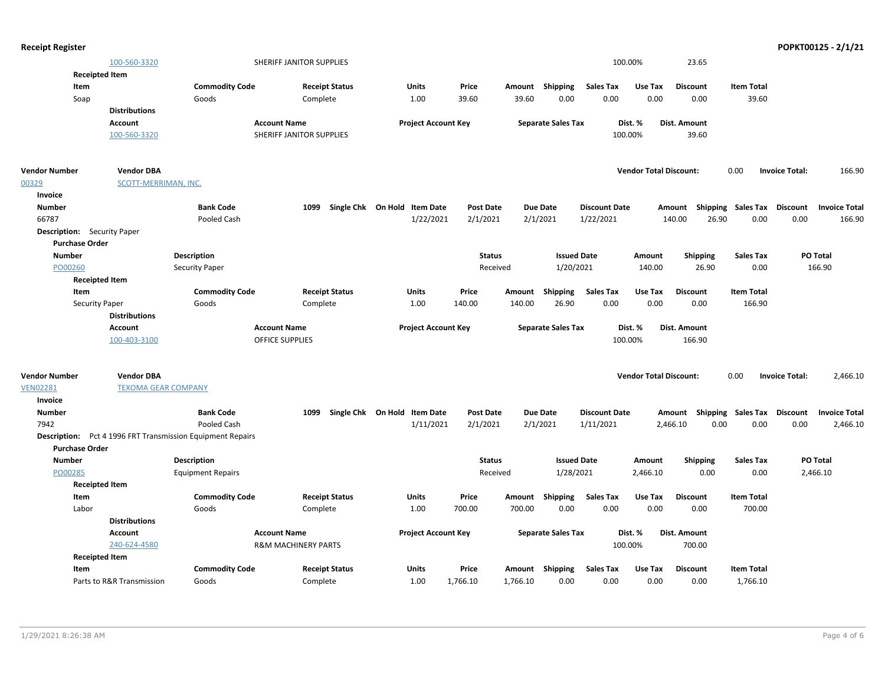## Receipt Register

| Account | Account Name | Project Account Key | Separate Sales Tax | Dist. % | Dist. Amount |
|---|---|---|---|---|---|
| 100-560-3320 | SHERIFF JANITOR SUPPLIES | | | 100.00% | 23.65 |

**Receipted Item**

| Item | Commodity Code | Receipt Status | Units | Price | Amount | Shipping | Sales Tax | Use Tax | Discount | Item Total |
|---|---|---|---|---|---|---|---|---|---|---|
| Soap | Goods | Complete | 1.00 | 39.60 | 39.60 | 0.00 | 0.00 | 0.00 | 0.00 | 39.60 |

**Distributions**

| Account | Account Name | Project Account Key | Separate Sales Tax | Dist. % | Dist. Amount |
|---|---|---|---|---|---|
| 100-560-3320 | SHERIFF JANITOR SUPPLIES | | | 100.00% | 39.60 |

---

| Vendor Number | Vendor DBA | Vendor Total Discount: | Invoice Total: |
|---|---|---|---|
| 00329 | SCOTT-MERRIMAN, INC. | 0.00 | 166.90 |

**Invoice**

| Number | Bank Code | 1099 | Single Chk | On Hold | Item Date | Post Date | Due Date | Discount Date | Amount | Shipping | Sales Tax | Discount | Invoice Total |
|---|---|---|---|---|---|---|---|---|---|---|---|---|---|
| 66787 | Pooled Cash | | | | 1/22/2021 | 2/1/2021 | 2/1/2021 | 1/22/2021 | 140.00 | 26.90 | 0.00 | 0.00 | 166.90 |

**Description:** Security Paper

**Purchase Order**

| Number | Description | Status | Issued Date | Amount | Shipping | Sales Tax | PO Total |
|---|---|---|---|---|---|---|---|
| PO00260 | Security Paper | Received | 1/20/2021 | 140.00 | 26.90 | 0.00 | 166.90 |

**Receipted Item**

| Item | Commodity Code | Receipt Status | Units | Price | Amount | Shipping | Sales Tax | Use Tax | Discount | Item Total |
|---|---|---|---|---|---|---|---|---|---|---|
| Security Paper | Goods | Complete | 1.00 | 140.00 | 140.00 | 26.90 | 0.00 | 0.00 | 0.00 | 166.90 |

**Distributions**

| Account | Account Name | Project Account Key | Separate Sales Tax | Dist. % | Dist. Amount |
|---|---|---|---|---|---|
| 100-403-3100 | OFFICE SUPPLIES | | | 100.00% | 166.90 |

---

| Vendor Number | Vendor DBA | Vendor Total Discount: | Invoice Total: |
|---|---|---|---|
| VEN02281 | TEXOMA GEAR COMPANY | 0.00 | 2,466.10 |

**Invoice**

| Number | Bank Code | 1099 | Single Chk | On Hold | Item Date | Post Date | Due Date | Discount Date | Amount | Shipping | Sales Tax | Discount | Invoice Total |
|---|---|---|---|---|---|---|---|---|---|---|---|---|---|
| 7942 | Pooled Cash | | | | 1/11/2021 | 2/1/2021 | 2/1/2021 | 1/11/2021 | 2,466.10 | 0.00 | 0.00 | 0.00 | 2,466.10 |

**Description:** Pct 4 1996 FRT Transmission Equipment Repairs

**Purchase Order**

| Number | Description | Status | Issued Date | Amount | Shipping | Sales Tax | PO Total |
|---|---|---|---|---|---|---|---|
| PO00285 | Equipment Repairs | Received | 1/28/2021 | 2,466.10 | 0.00 | 0.00 | 2,466.10 |

**Receipted Item**

| Item | Commodity Code | Receipt Status | Units | Price | Amount | Shipping | Sales Tax | Use Tax | Discount | Item Total |
|---|---|---|---|---|---|---|---|---|---|---|
| Labor | Goods | Complete | 1.00 | 700.00 | 700.00 | 0.00 | 0.00 | 0.00 | 0.00 | 700.00 |

**Distributions**

| Account | Account Name | Project Account Key | Separate Sales Tax | Dist. % | Dist. Amount |
|---|---|---|---|---|---|
| 240-624-4580 | R&M MACHINERY PARTS | | | 100.00% | 700.00 |

**Receipted Item**

| Item | Commodity Code | Receipt Status | Units | Price | Amount | Shipping | Sales Tax | Use Tax | Discount | Item Total |
|---|---|---|---|---|---|---|---|---|---|---|
| Parts to R&R Transmission | Goods | Complete | 1.00 | 1,766.10 | 1,766.10 | 0.00 | 0.00 | 0.00 | 0.00 | 1,766.10 |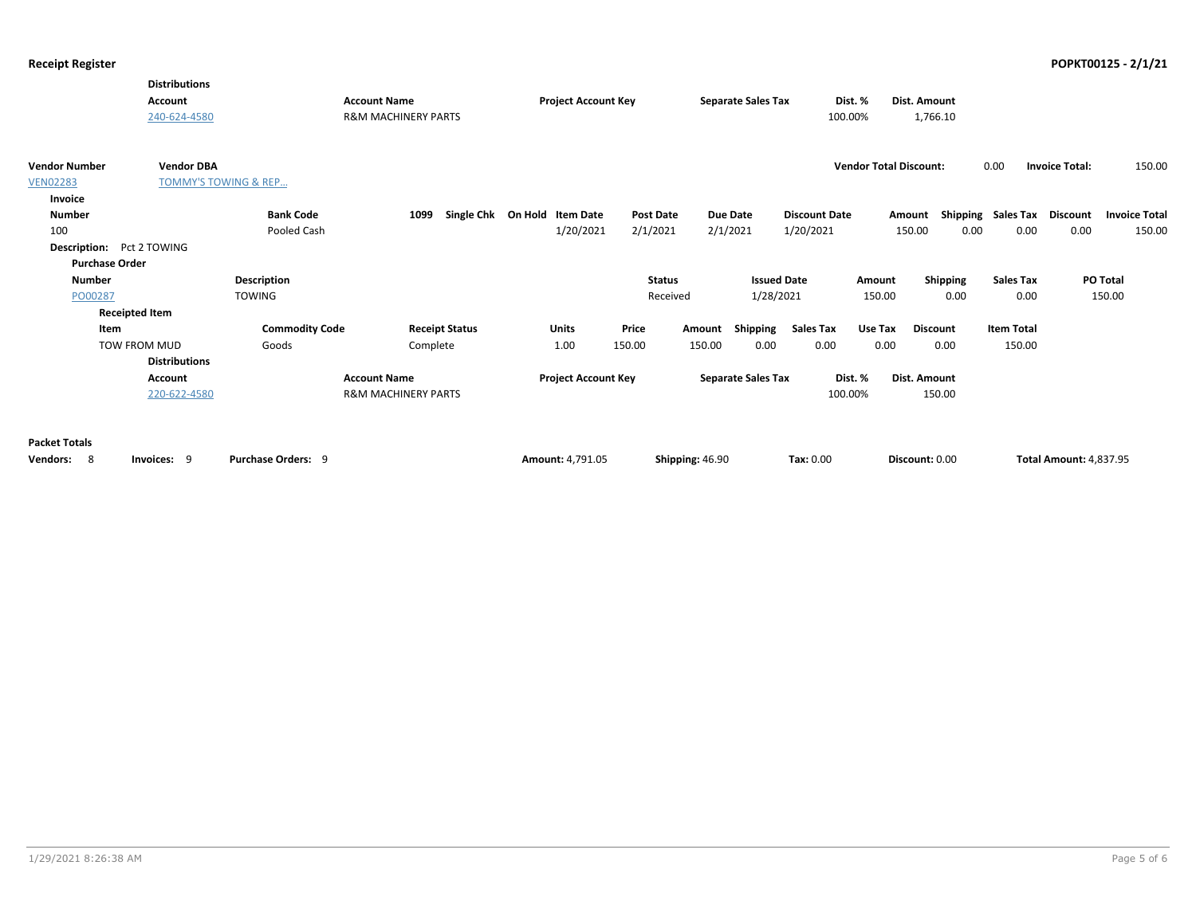**Receipt Register** — **POPKT00125 - 2/1/21**

**Distributions**

| Account | Account Name | Project Account Key | Separate Sales Tax | Dist. % | Dist. Amount |
|---|---|---|---|---|---|
| 240-624-4580 | R&M MACHINERY PARTS | | | 100.00% | 1,766.10 |

| Vendor Number | Vendor DBA | Vendor Total Discount: | Invoice Total: |
|---|---|---|---|
| VEN02283 | TOMMY'S TOWING & REP… | 0.00 | 150.00 |

**Invoice**

| Number | Bank Code | 1099 | Single Chk | On Hold | Item Date | Post Date | Due Date | Discount Date | Amount | Shipping | Sales Tax | Discount | Invoice Total |
|---|---|---|---|---|---|---|---|---|---|---|---|---|---|
| 100 | Pooled Cash | | | | 1/20/2021 | 2/1/2021 | 2/1/2021 | 1/20/2021 | 150.00 | 0.00 | 0.00 | 0.00 | 150.00 |

**Description:** Pct 2 TOWING

**Purchase Order**

| Number | Description | Status | Issued Date | Amount | Shipping | Sales Tax | PO Total |
|---|---|---|---|---|---|---|---|
| PO00287 | TOWING | Received | 1/28/2021 | 150.00 | 0.00 | 0.00 | 150.00 |

**Receipted Item**

| Item | Commodity Code | Receipt Status | Units | Price | Amount | Shipping | Sales Tax | Use Tax | Discount | Item Total |
|---|---|---|---|---|---|---|---|---|---|---|
| TOW FROM MUD | Goods | Complete | 1.00 | 150.00 | 150.00 | 0.00 | 0.00 | 0.00 | 0.00 | 150.00 |

**Distributions**

| Account | Account Name | Project Account Key | Separate Sales Tax | Dist. % | Dist. Amount |
|---|---|---|---|---|---|
| 220-622-4580 | R&M MACHINERY PARTS | | | 100.00% | 150.00 |

**Packet Totals**

**Vendors:** 8 **Invoices:** 9 **Purchase Orders:** 9 **Amount:** 4,791.05 **Shipping:** 46.90 **Tax:** 0.00 **Discount:** 0.00 **Total Amount:** 4,837.95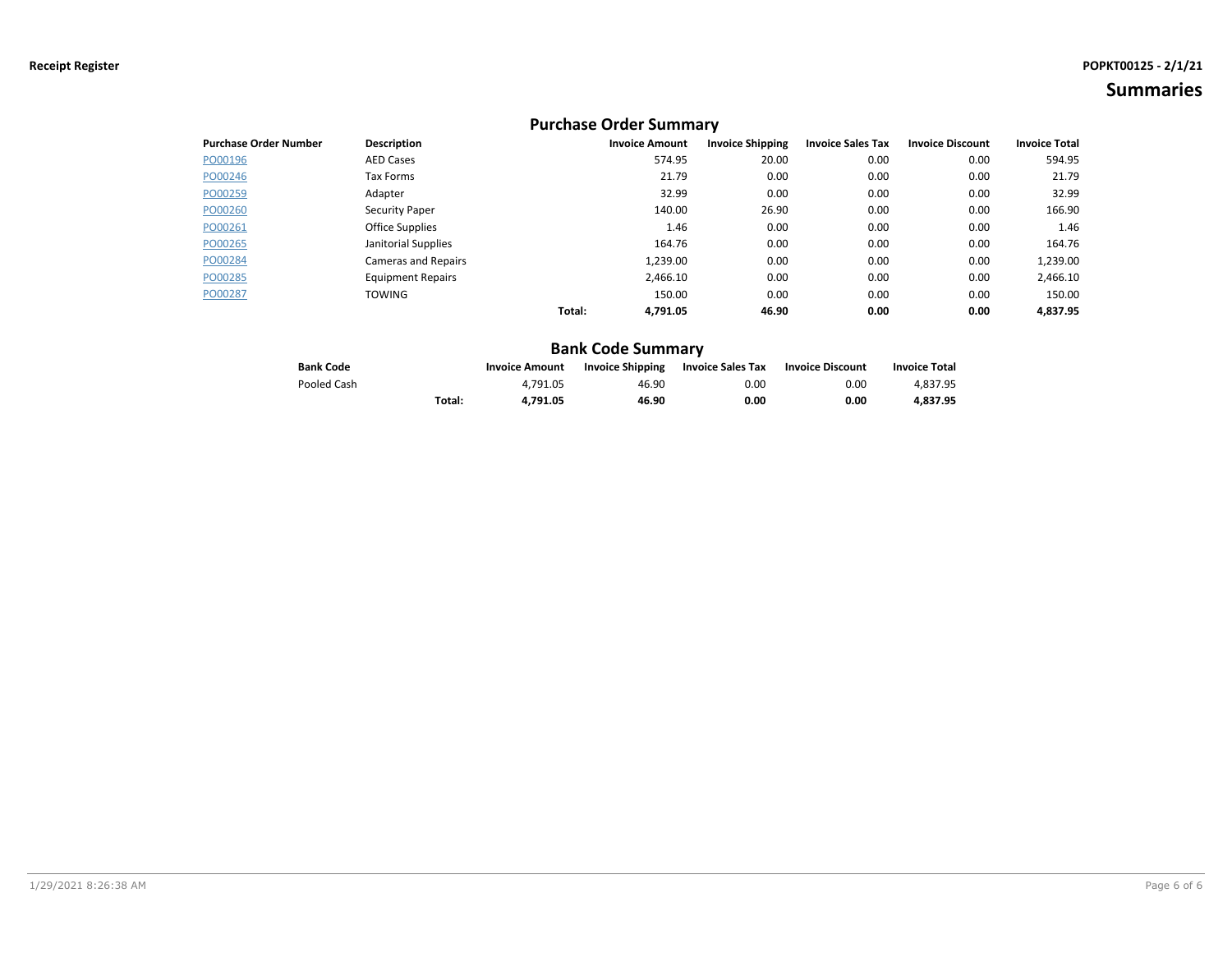**Receipt Register**

**POPKT00125 - 2/1/21**

# Summaries

## Purchase Order Summary

| Purchase Order Number | Description | | Invoice Amount | Invoice Shipping | Invoice Sales Tax | Invoice Discount | Invoice Total |
|---|---|---|---|---|---|---|---|
| PO00196 | AED Cases | | 574.95 | 20.00 | 0.00 | 0.00 | 594.95 |
| PO00246 | Tax Forms | | 21.79 | 0.00 | 0.00 | 0.00 | 21.79 |
| PO00259 | Adapter | | 32.99 | 0.00 | 0.00 | 0.00 | 32.99 |
| PO00260 | Security Paper | | 140.00 | 26.90 | 0.00 | 0.00 | 166.90 |
| PO00261 | Office Supplies | | 1.46 | 0.00 | 0.00 | 0.00 | 1.46 |
| PO00265 | Janitorial Supplies | | 164.76 | 0.00 | 0.00 | 0.00 | 164.76 |
| PO00284 | Cameras and Repairs | | 1,239.00 | 0.00 | 0.00 | 0.00 | 1,239.00 |
| PO00285 | Equipment Repairs | | 2,466.10 | 0.00 | 0.00 | 0.00 | 2,466.10 |
| PO00287 | TOWING | | 150.00 | 0.00 | 0.00 | 0.00 | 150.00 |
| | | **Total:** | **4,791.05** | **46.90** | **0.00** | **0.00** | **4,837.95** |

## Bank Code Summary

| Bank Code | | Invoice Amount | Invoice Shipping | Invoice Sales Tax | Invoice Discount | Invoice Total |
|---|---|---|---|---|---|---|
| Pooled Cash | | 4,791.05 | 46.90 | 0.00 | 0.00 | 4,837.95 |
| | **Total:** | **4,791.05** | **46.90** | **0.00** | **0.00** | **4,837.95** |

1/29/2021 8:26:38 AM